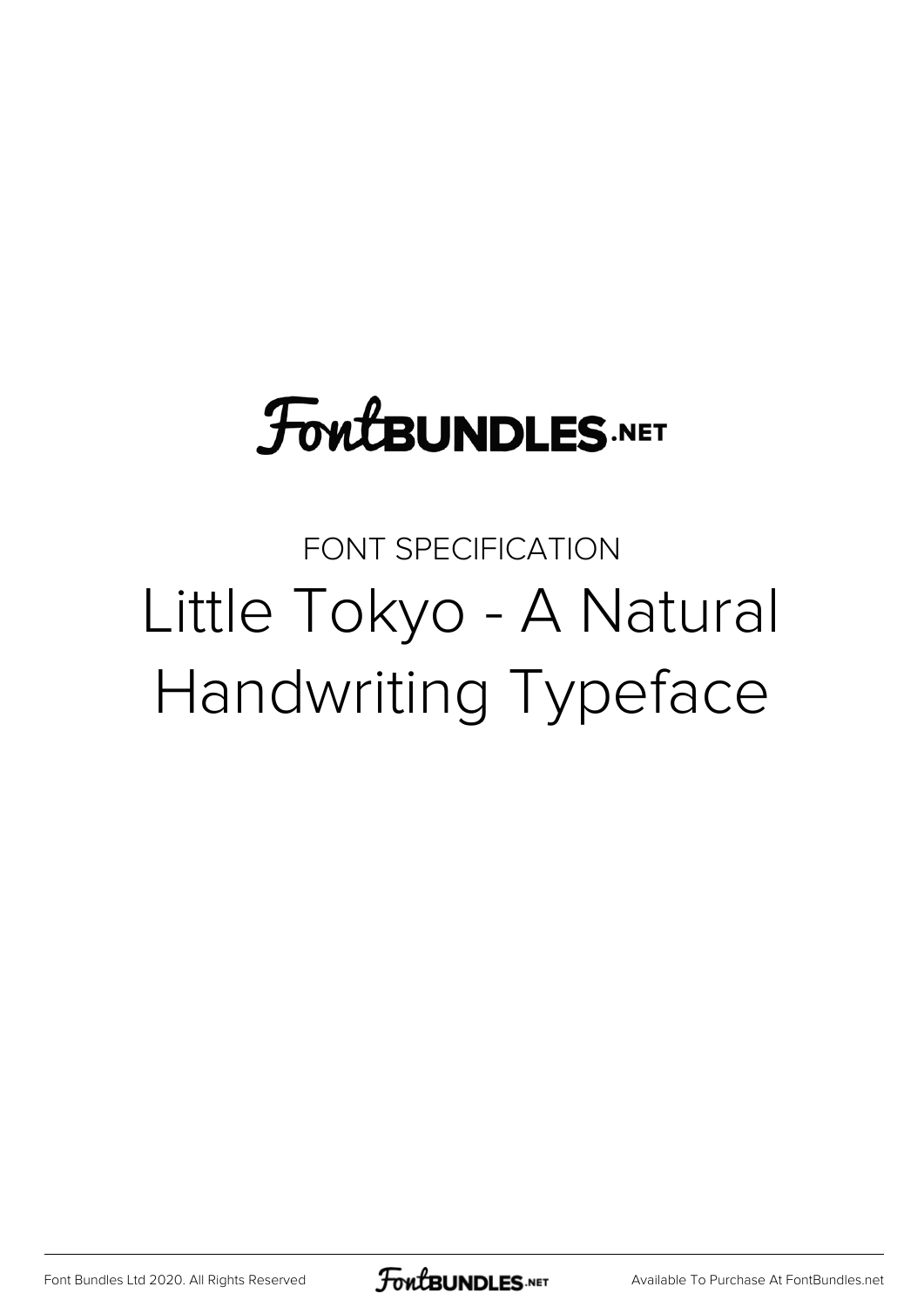# FontBUNDLES.NET

FONT SPECIFICATION

## Little Tokyo - A Natural Handwriting Typeface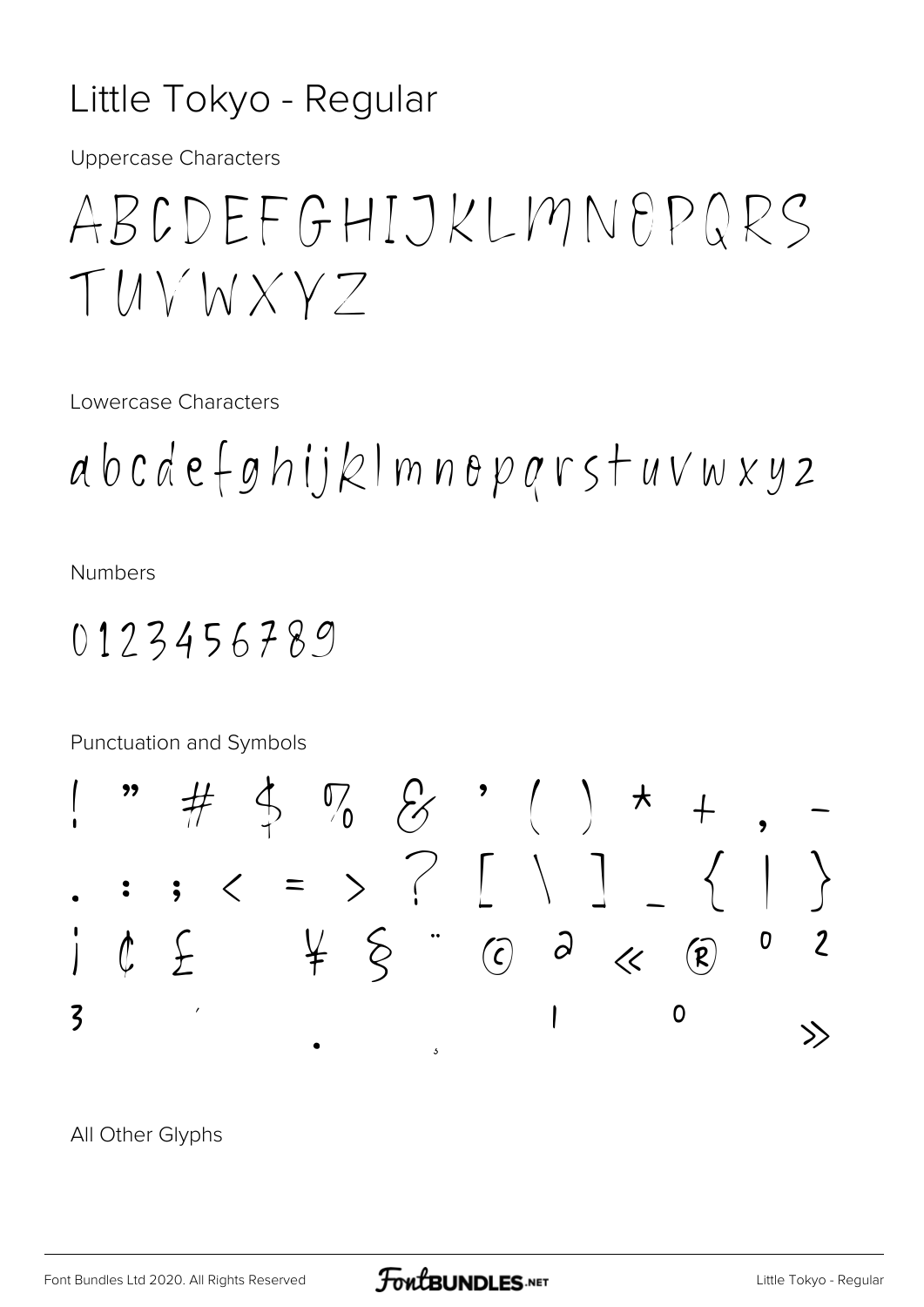# Little Tokyo - Regular

Uppercase Characters

ABCDEFGHIJKLMNOPQRS TUVWXYZ

Lowercase Characters

abcdefghijklmnopqrstuvwxyz

Numbers

0123456789

Punctuation and Symbols

! " # $ % & ' ( ) * + , -
. : ; < = > ? [ \ ] _ { | }
¡ ¢ £ ¥ § ¨ © ª « ® ° ²
³ ´ · ¸ ¹ º »

All Other Glyphs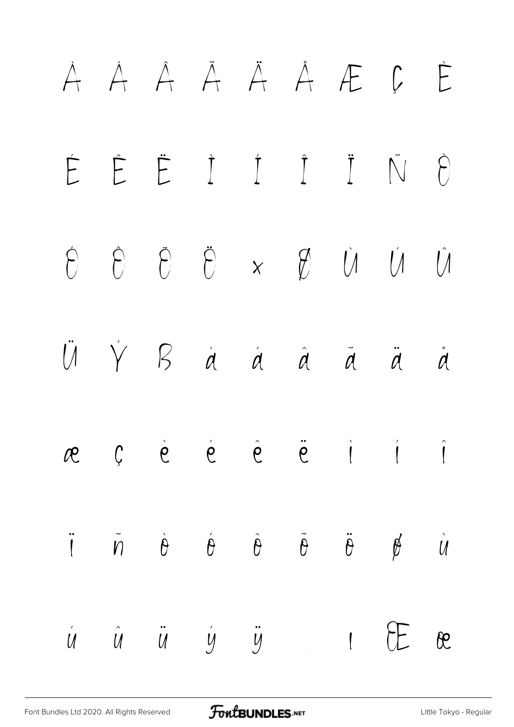À Á Â Ã Ä Å Æ Ç È

É Ê Ë Ì Í Î Ï Ñ Ò

Ó Ô Õ Ö × Ø Ù Ú Û

Ü Ý ß à á â ã ä å

æ ç è é ê ë ì í î

ï ñ ò ó ô õ ö ø ù

ú û ü ý ÿ ı Œ œ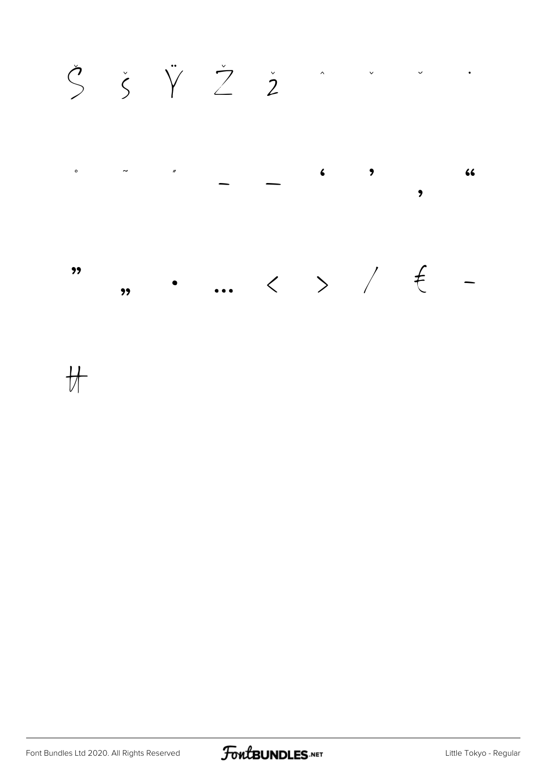Š š Ÿ Ž ž ˆ ˇ ˘ ˙

˚ ˜ ˝ – — ‘ ’ ‚ “

” „ • … ‹ › ⁄ € −

∓